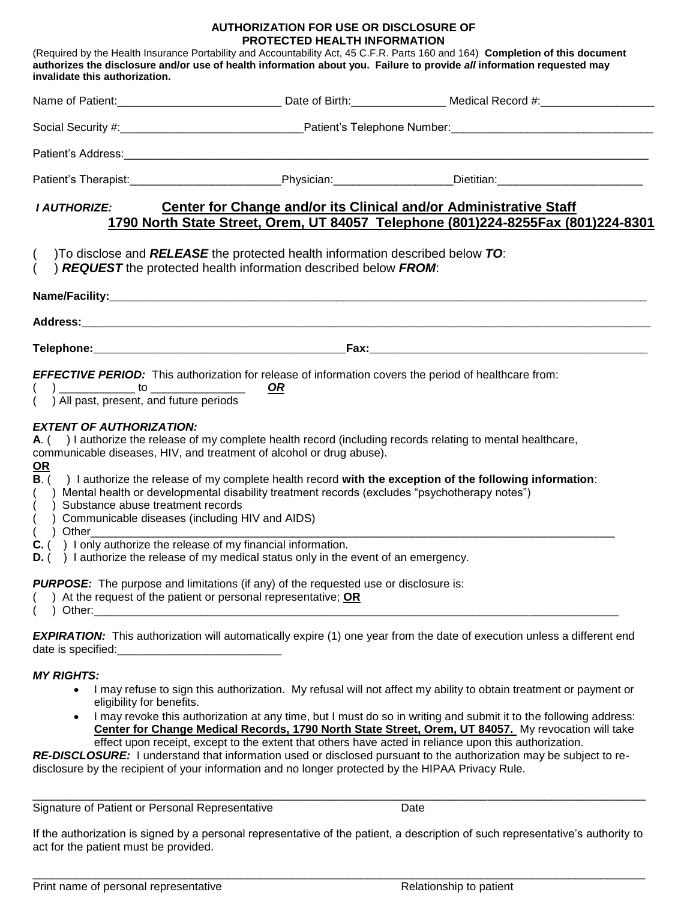# AUTHORIZATION FOR USE OR DISCLOSURE OF PROTECTED HEALTH INFORMATION

(Required by the Health Insurance Portability and Accountability Act, 45 C.F.R. Parts 160 and 164) **Completion of this document authorizes the disclosure and/or use of health information about you. Failure to provide *all* information requested may invalidate this authorization.**

Name of Patient:__________________________ Date of Birth:_______________ Medical Record #:__________________

Social Security #:_____________________________Patient's Telephone Number:________________________________

Patient's Address:_____________________________________________________________________________________

Patient's Therapist:________________________Physician:__________________Dietitian:_______________________

***I AUTHORIZE:*** **Center for Change and/or its Clinical and/or Administrative Staff**
**1790 North State Street, Orem, UT 84057 Telephone (801)224-8255Fax (801)224-8301**

( )To disclose and ***RELEASE*** the protected health information described below ***TO***:
( ) ***REQUEST*** the protected health information described below ***FROM***:

**Name/Facility:**_____________________________________________________________________________________

**Address:**__________________________________________________________________________________________

**Telephone:**_________________________________________**Fax:**____________________________________________

***EFFECTIVE PERIOD:*** This authorization for release of information covers the period of healthcare from:
( ) ____________ to _______________ ***OR***
( ) All past, present, and future periods

***EXTENT OF AUTHORIZATION:***

**A**. ( ) I authorize the release of my complete health record (including records relating to mental healthcare, communicable diseases, HIV, and treatment of alcohol or drug abuse).

**OR**

**B**. ( ) I authorize the release of my complete health record **with the exception of the following information**:
( ) Mental health or developmental disability treatment records (excludes "psychotherapy notes")
( ) Substance abuse treatment records
( ) Communicable diseases (including HIV and AIDS)
( ) Other_______________________________________________________________________________________

**C.** ( ) I only authorize the release of my financial information.

**D.** ( ) I authorize the release of my medical status only in the event of an emergency.

***PURPOSE:*** The purpose and limitations (if any) of the requested use or disclosure is:
( ) At the request of the patient or personal representative; **OR**
( ) Other:______________________________________________________________________________________

***EXPIRATION:*** This authorization will automatically expire (1) one year from the date of execution unless a different end date is specified:__________________________

***MY RIGHTS:***

- I may refuse to sign this authorization. My refusal will not affect my ability to obtain treatment or payment or eligibility for benefits.
- I may revoke this authorization at any time, but I must do so in writing and submit it to the following address: **Center for Change Medical Records, 1790 North State Street, Orem, UT 84057.** My revocation will take effect upon receipt, except to the extent that others have acted in reliance upon this authorization.

***RE-DISCLOSURE:*** I understand that information used or disclosed pursuant to the authorization may be subject to re-disclosure by the recipient of your information and no longer protected by the HIPAA Privacy Rule.

_____________________________________________________________________________________________________

Signature of Patient or Personal Representative Date

If the authorization is signed by a personal representative of the patient, a description of such representative's authority to act for the patient must be provided.

_____________________________________________________________________________________________________

Print name of personal representative Relationship to patient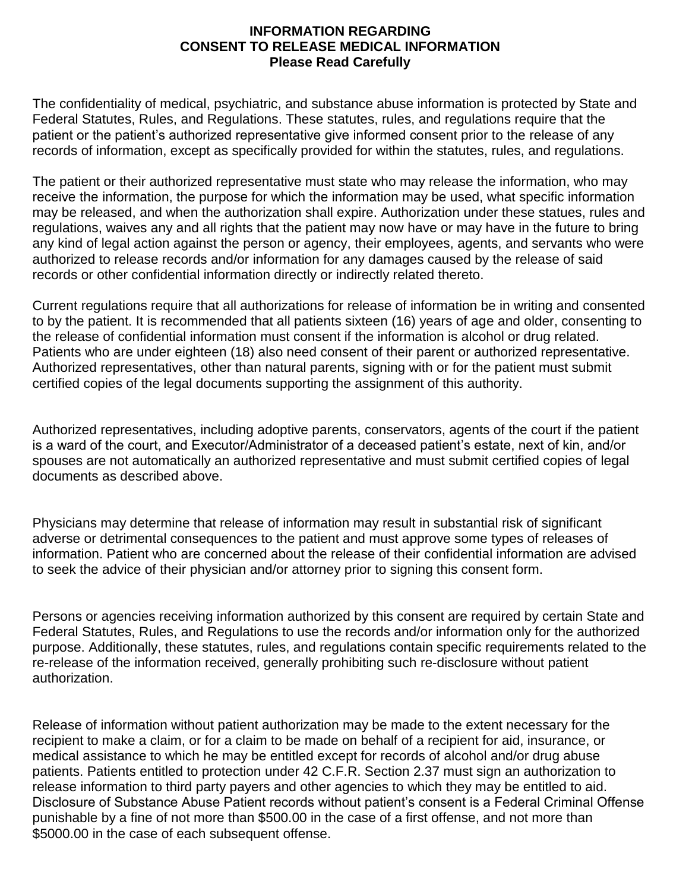**INFORMATION REGARDING**
**CONSENT TO RELEASE MEDICAL INFORMATION**
**Please Read Carefully**

The confidentiality of medical, psychiatric, and substance abuse information is protected by State and Federal Statutes, Rules, and Regulations. These statutes, rules, and regulations require that the patient or the patient's authorized representative give informed consent prior to the release of any records of information, except as specifically provided for within the statutes, rules, and regulations.

The patient or their authorized representative must state who may release the information, who may receive the information, the purpose for which the information may be used, what specific information may be released, and when the authorization shall expire. Authorization under these statues, rules and regulations, waives any and all rights that the patient may now have or may have in the future to bring any kind of legal action against the person or agency, their employees, agents, and servants who were authorized to release records and/or information for any damages caused by the release of said records or other confidential information directly or indirectly related thereto.

Current regulations require that all authorizations for release of information be in writing and consented to by the patient. It is recommended that all patients sixteen (16) years of age and older, consenting to the release of confidential information must consent if the information is alcohol or drug related. Patients who are under eighteen (18) also need consent of their parent or authorized representative. Authorized representatives, other than natural parents, signing with or for the patient must submit certified copies of the legal documents supporting the assignment of this authority.

Authorized representatives, including adoptive parents, conservators, agents of the court if the patient is a ward of the court, and Executor/Administrator of a deceased patient's estate, next of kin, and/or spouses are not automatically an authorized representative and must submit certified copies of legal documents as described above.

Physicians may determine that release of information may result in substantial risk of significant adverse or detrimental consequences to the patient and must approve some types of releases of information. Patient who are concerned about the release of their confidential information are advised to seek the advice of their physician and/or attorney prior to signing this consent form.

Persons or agencies receiving information authorized by this consent are required by certain State and Federal Statutes, Rules, and Regulations to use the records and/or information only for the authorized purpose. Additionally, these statutes, rules, and regulations contain specific requirements related to the re-release of the information received, generally prohibiting such re-disclosure without patient authorization.

Release of information without patient authorization may be made to the extent necessary for the recipient to make a claim, or for a claim to be made on behalf of a recipient for aid, insurance, or medical assistance to which he may be entitled except for records of alcohol and/or drug abuse patients. Patients entitled to protection under 42 C.F.R. Section 2.37 must sign an authorization to release information to third party payers and other agencies to which they may be entitled to aid. Disclosure of Substance Abuse Patient records without patient's consent is a Federal Criminal Offense punishable by a fine of not more than $500.00 in the case of a first offense, and not more than $5000.00 in the case of each subsequent offense.